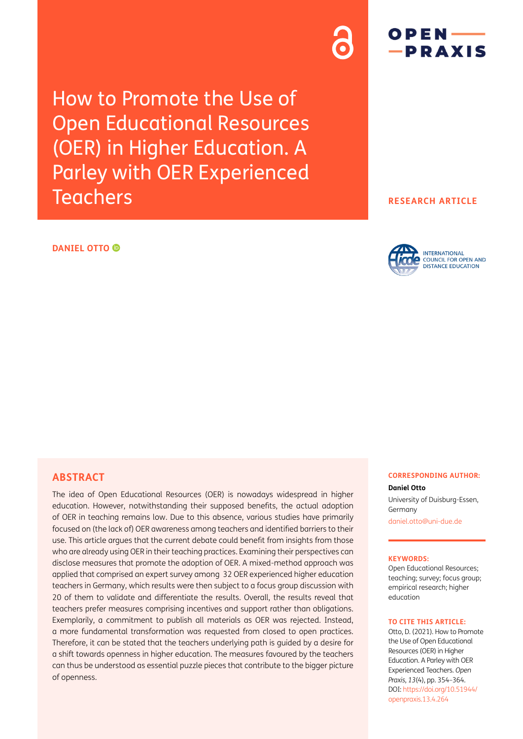# How to Promote the Use of Open Educational Resources (OER) in Higher Education. A Parley with OER Experienced Teachers

**RESEARCH ARTICLE**

**DANIEL OTTO**

## ABSTRACT

The idea of Open Educational Resources (OER) is nowadays widespread in higher education. However, notwithstanding their supposed benefits, the actual adoption of OER in teaching remains low. Due to this absence, various studies have primarily focused on (the lack of) OER awareness among teachers and identified barriers to their use. This article argues that the current debate could benefit from insights from those who are already using OER in their teaching practices. Examining their perspectives can disclose measures that promote the adoption of OER. A mixed-method approach was applied that comprised an expert survey among 32 OER experienced higher education teachers in Germany, which results were then subject to a focus group discussion with 20 of them to validate and differentiate the results. Overall, the results reveal that teachers prefer measures comprising incentives and support rather than obligations. Exemplarily, a commitment to publish all materials as OER was rejected. Instead, a more fundamental transformation was requested from closed to open practices. Therefore, it can be stated that the teachers underlying path is guided by a desire for a shift towards openness in higher education. The measures favoured by the teachers can thus be understood as essential puzzle pieces that contribute to the bigger picture of openness.

**CORRESPONDING AUTHOR:**

**Daniel Otto**

University of Duisburg-Essen, Germany

daniel.otto@uni-due.de

**KEYWORDS:**

Open Educational Resources; teaching; survey; focus group; empirical research; higher education

**TO CITE THIS ARTICLE:**

Otto, D. (2021). How to Promote the Use of Open Educational Resources (OER) in Higher Education. A Parley with OER Experienced Teachers. *Open Praxis, 13*(4), pp. 354–364. DOI: https://doi.org/10.51944/openpraxis.13.4.264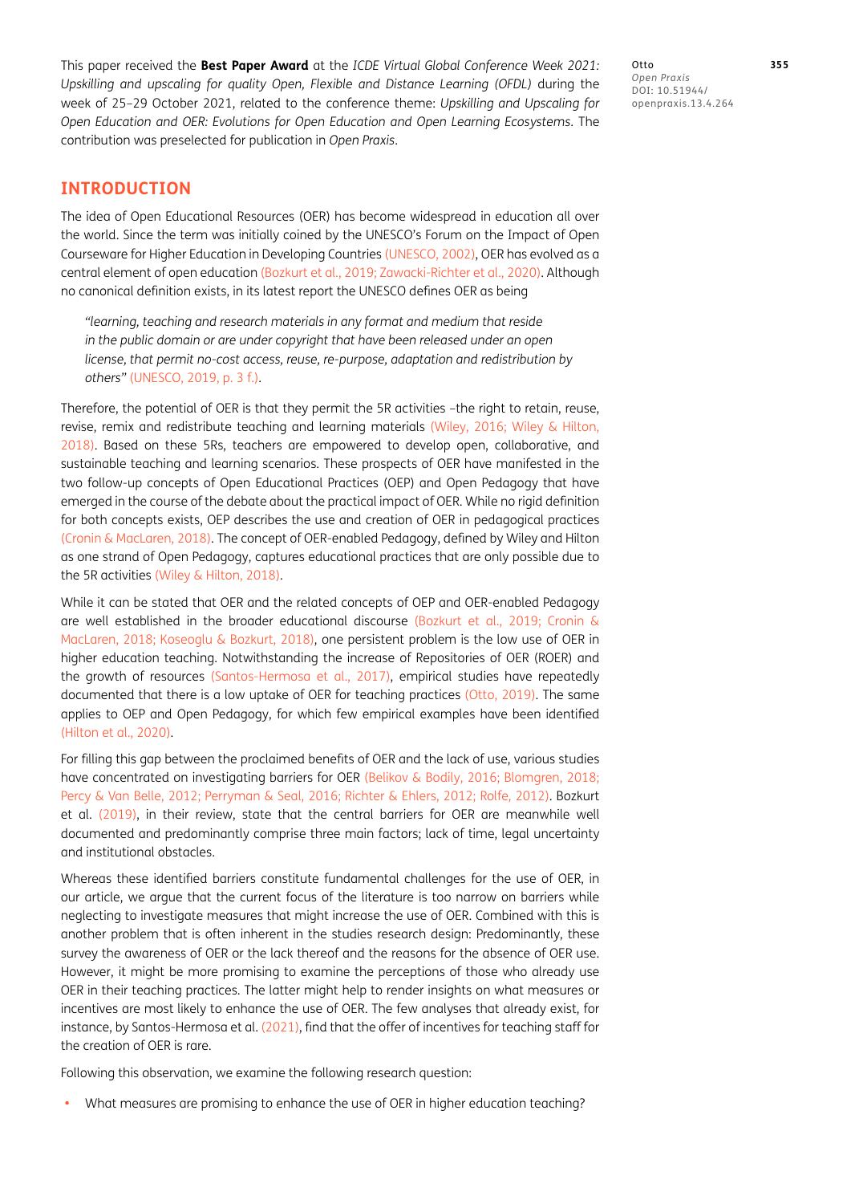This paper received the **Best Paper Award** at the *ICDE Virtual Global Conference Week 2021: Upskilling and upscaling for quality Open, Flexible and Distance Learning (OFDL)* during the week of 25–29 October 2021, related to the conference theme: *Upskilling and Upscaling for Open Education and OER: Evolutions for Open Education and Open Learning Ecosystems*. The contribution was preselected for publication in *Open Praxis*.

## INTRODUCTION

The idea of Open Educational Resources (OER) has become widespread in education all over the world. Since the term was initially coined by the UNESCO's Forum on the Impact of Open Courseware for Higher Education in Developing Countries (UNESCO, 2002), OER has evolved as a central element of open education (Bozkurt et al., 2019; Zawacki-Richter et al., 2020). Although no canonical definition exists, in its latest report the UNESCO defines OER as being

> *"learning, teaching and research materials in any format and medium that reside in the public domain or are under copyright that have been released under an open license, that permit no-cost access, reuse, re-purpose, adaptation and redistribution by others"* (UNESCO, 2019, p. 3 f.).

Therefore, the potential of OER is that they permit the 5R activities –the right to retain, reuse, revise, remix and redistribute teaching and learning materials (Wiley, 2016; Wiley & Hilton, 2018). Based on these 5Rs, teachers are empowered to develop open, collaborative, and sustainable teaching and learning scenarios. These prospects of OER have manifested in the two follow-up concepts of Open Educational Practices (OEP) and Open Pedagogy that have emerged in the course of the debate about the practical impact of OER. While no rigid definition for both concepts exists, OEP describes the use and creation of OER in pedagogical practices (Cronin & MacLaren, 2018). The concept of OER-enabled Pedagogy, defined by Wiley and Hilton as one strand of Open Pedagogy, captures educational practices that are only possible due to the 5R activities (Wiley & Hilton, 2018).

While it can be stated that OER and the related concepts of OEP and OER-enabled Pedagogy are well established in the broader educational discourse (Bozkurt et al., 2019; Cronin & MacLaren, 2018; Koseoglu & Bozkurt, 2018), one persistent problem is the low use of OER in higher education teaching. Notwithstanding the increase of Repositories of OER (ROER) and the growth of resources (Santos-Hermosa et al., 2017), empirical studies have repeatedly documented that there is a low uptake of OER for teaching practices (Otto, 2019). The same applies to OEP and Open Pedagogy, for which few empirical examples have been identified (Hilton et al., 2020).

For filling this gap between the proclaimed benefits of OER and the lack of use, various studies have concentrated on investigating barriers for OER (Belikov & Bodily, 2016; Blomgren, 2018; Percy & Van Belle, 2012; Perryman & Seal, 2016; Richter & Ehlers, 2012; Rolfe, 2012). Bozkurt et al. (2019), in their review, state that the central barriers for OER are meanwhile well documented and predominantly comprise three main factors; lack of time, legal uncertainty and institutional obstacles.

Whereas these identified barriers constitute fundamental challenges for the use of OER, in our article, we argue that the current focus of the literature is too narrow on barriers while neglecting to investigate measures that might increase the use of OER. Combined with this is another problem that is often inherent in the studies research design: Predominantly, these survey the awareness of OER or the lack thereof and the reasons for the absence of OER use. However, it might be more promising to examine the perceptions of those who already use OER in their teaching practices. The latter might help to render insights on what measures or incentives are most likely to enhance the use of OER. The few analyses that already exist, for instance, by Santos-Hermosa et al. (2021), find that the offer of incentives for teaching staff for the creation of OER is rare.

Following this observation, we examine the following research question:

- What measures are promising to enhance the use of OER in higher education teaching?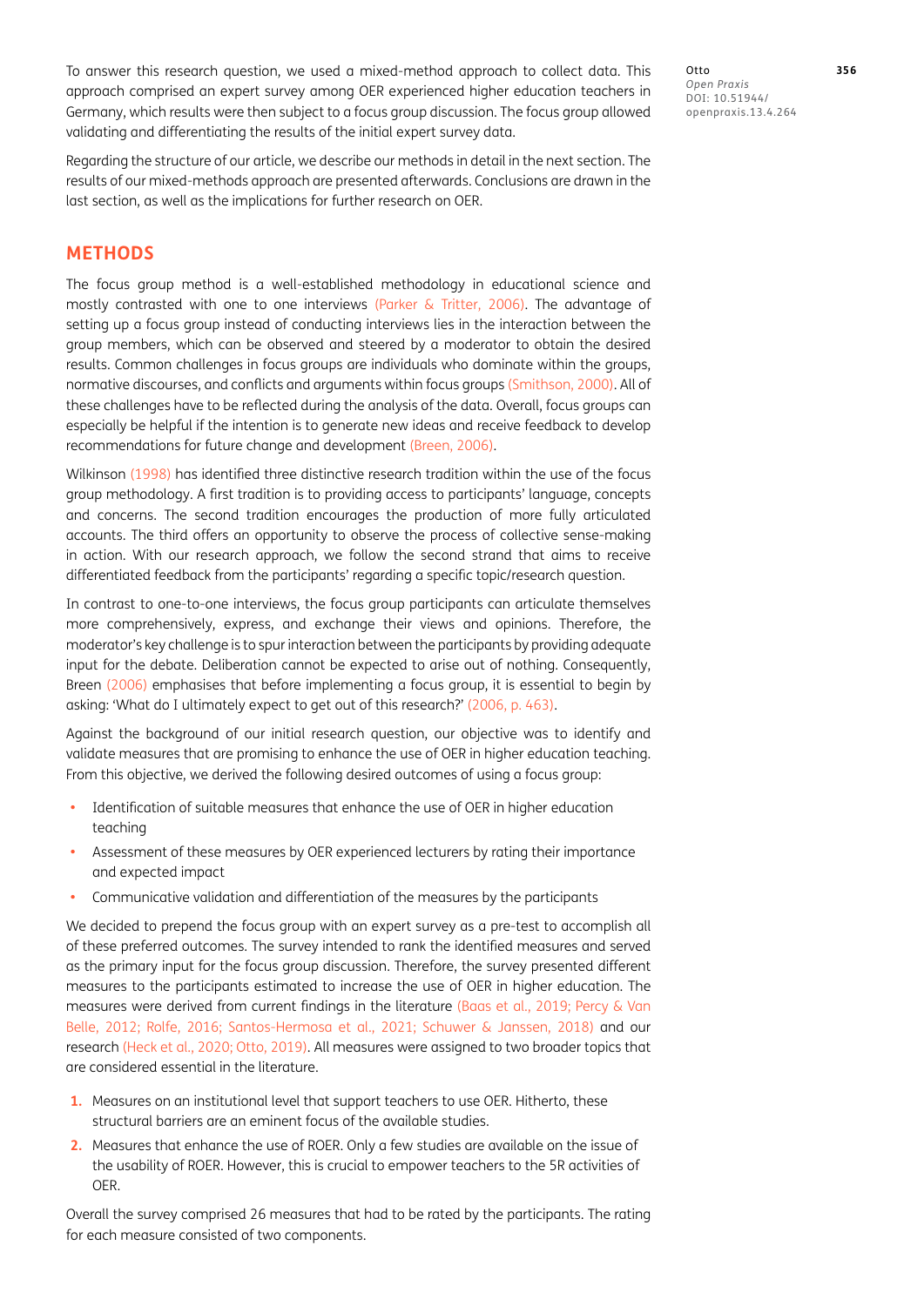To answer this research question, we used a mixed-method approach to collect data. This approach comprised an expert survey among OER experienced higher education teachers in Germany, which results were then subject to a focus group discussion. The focus group allowed validating and differentiating the results of the initial expert survey data.

Regarding the structure of our article, we describe our methods in detail in the next section. The results of our mixed-methods approach are presented afterwards. Conclusions are drawn in the last section, as well as the implications for further research on OER.

## METHODS

The focus group method is a well-established methodology in educational science and mostly contrasted with one to one interviews (Parker & Tritter, 2006). The advantage of setting up a focus group instead of conducting interviews lies in the interaction between the group members, which can be observed and steered by a moderator to obtain the desired results. Common challenges in focus groups are individuals who dominate within the groups, normative discourses, and conflicts and arguments within focus groups (Smithson, 2000). All of these challenges have to be reflected during the analysis of the data. Overall, focus groups can especially be helpful if the intention is to generate new ideas and receive feedback to develop recommendations for future change and development (Breen, 2006).

Wilkinson (1998) has identified three distinctive research tradition within the use of the focus group methodology. A first tradition is to providing access to participants' language, concepts and concerns. The second tradition encourages the production of more fully articulated accounts. The third offers an opportunity to observe the process of collective sense-making in action. With our research approach, we follow the second strand that aims to receive differentiated feedback from the participants' regarding a specific topic/research question.

In contrast to one-to-one interviews, the focus group participants can articulate themselves more comprehensively, express, and exchange their views and opinions. Therefore, the moderator's key challenge is to spur interaction between the participants by providing adequate input for the debate. Deliberation cannot be expected to arise out of nothing. Consequently, Breen (2006) emphasises that before implementing a focus group, it is essential to begin by asking: 'What do I ultimately expect to get out of this research?' (2006, p. 463).

Against the background of our initial research question, our objective was to identify and validate measures that are promising to enhance the use of OER in higher education teaching. From this objective, we derived the following desired outcomes of using a focus group:

- Identification of suitable measures that enhance the use of OER in higher education teaching
- Assessment of these measures by OER experienced lecturers by rating their importance and expected impact
- Communicative validation and differentiation of the measures by the participants

We decided to prepend the focus group with an expert survey as a pre-test to accomplish all of these preferred outcomes. The survey intended to rank the identified measures and served as the primary input for the focus group discussion. Therefore, the survey presented different measures to the participants estimated to increase the use of OER in higher education. The measures were derived from current findings in the literature (Baas et al., 2019; Percy & Van Belle, 2012; Rolfe, 2016; Santos-Hermosa et al., 2021; Schuwer & Janssen, 2018) and our research (Heck et al., 2020; Otto, 2019). All measures were assigned to two broader topics that are considered essential in the literature.

1. Measures on an institutional level that support teachers to use OER. Hitherto, these structural barriers are an eminent focus of the available studies.
2. Measures that enhance the use of ROER. Only a few studies are available on the issue of the usability of ROER. However, this is crucial to empower teachers to the 5R activities of OER.

Overall the survey comprised 26 measures that had to be rated by the participants. The rating for each measure consisted of two components.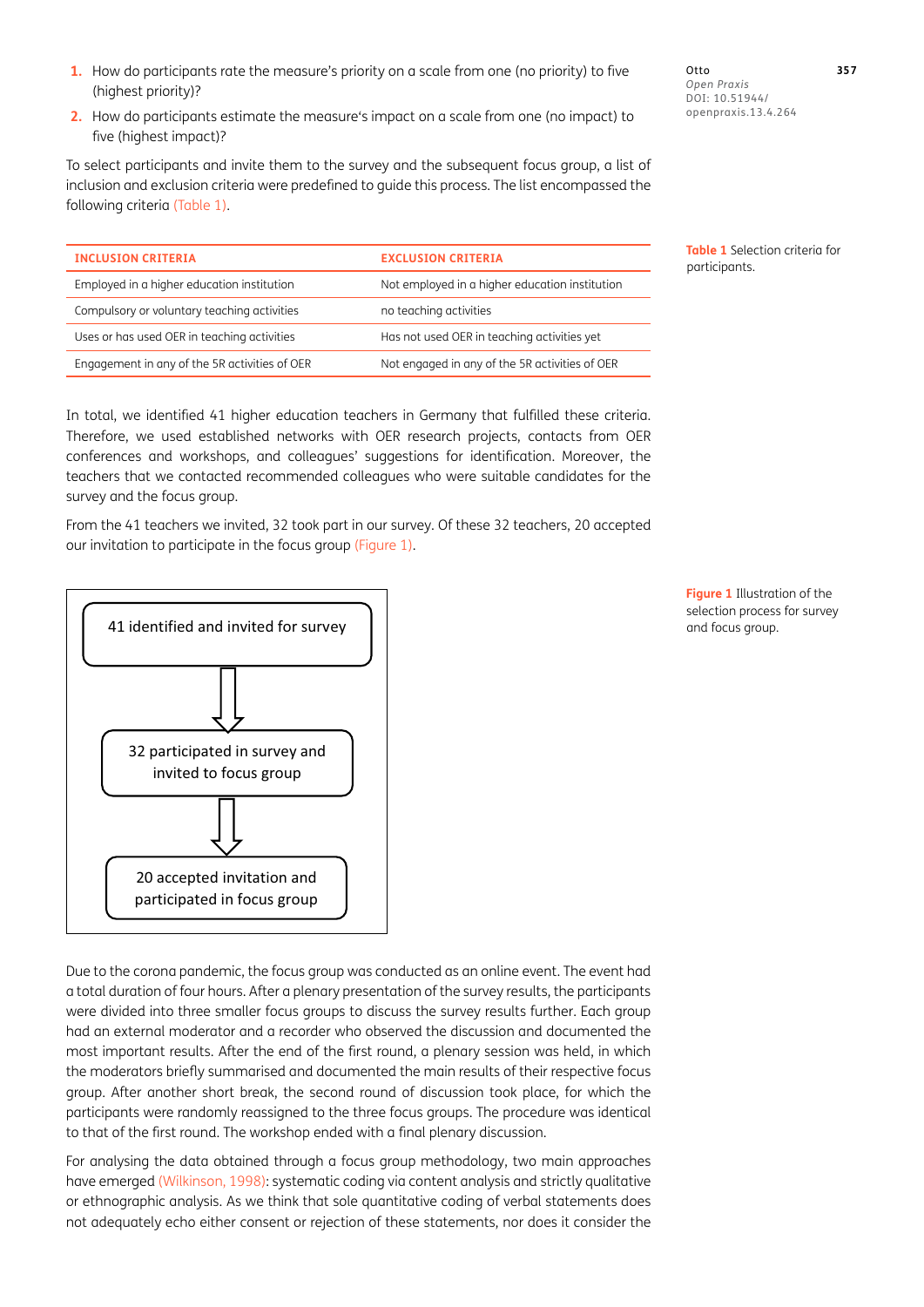1. How do participants rate the measure's priority on a scale from one (no priority) to five (highest priority)?
2. How do participants estimate the measure's impact on a scale from one (no impact) to five (highest impact)?

To select participants and invite them to the survey and the subsequent focus group, a list of inclusion and exclusion criteria were predefined to guide this process. The list encompassed the following criteria (Table 1).

| INCLUSION CRITERIA | EXCLUSION CRITERIA |
| --- | --- |
| Employed in a higher education institution | Not employed in a higher education institution |
| Compulsory or voluntary teaching activities | no teaching activities |
| Uses or has used OER in teaching activities | Has not used OER in teaching activities yet |
| Engagement in any of the 5R activities of OER | Not engaged in any of the 5R activities of OER |

**Table 1** Selection criteria for participants.

In total, we identified 41 higher education teachers in Germany that fulfilled these criteria. Therefore, we used established networks with OER research projects, contacts from OER conferences and workshops, and colleagues' suggestions for identification. Moreover, the teachers that we contacted recommended colleagues who were suitable candidates for the survey and the focus group.

From the 41 teachers we invited, 32 took part in our survey. Of these 32 teachers, 20 accepted our invitation to participate in the focus group (Figure 1).

41 identified and invited for survey

32 participated in survey and invited to focus group

20 accepted invitation and participated in focus group

**Figure 1** Illustration of the selection process for survey and focus group.

Due to the corona pandemic, the focus group was conducted as an online event. The event had a total duration of four hours. After a plenary presentation of the survey results, the participants were divided into three smaller focus groups to discuss the survey results further. Each group had an external moderator and a recorder who observed the discussion and documented the most important results. After the end of the first round, a plenary session was held, in which the moderators briefly summarised and documented the main results of their respective focus group. After another short break, the second round of discussion took place, for which the participants were randomly reassigned to the three focus groups. The procedure was identical to that of the first round. The workshop ended with a final plenary discussion.

For analysing the data obtained through a focus group methodology, two main approaches have emerged (Wilkinson, 1998): systematic coding via content analysis and strictly qualitative or ethnographic analysis. As we think that sole quantitative coding of verbal statements does not adequately echo either consent or rejection of these statements, nor does it consider the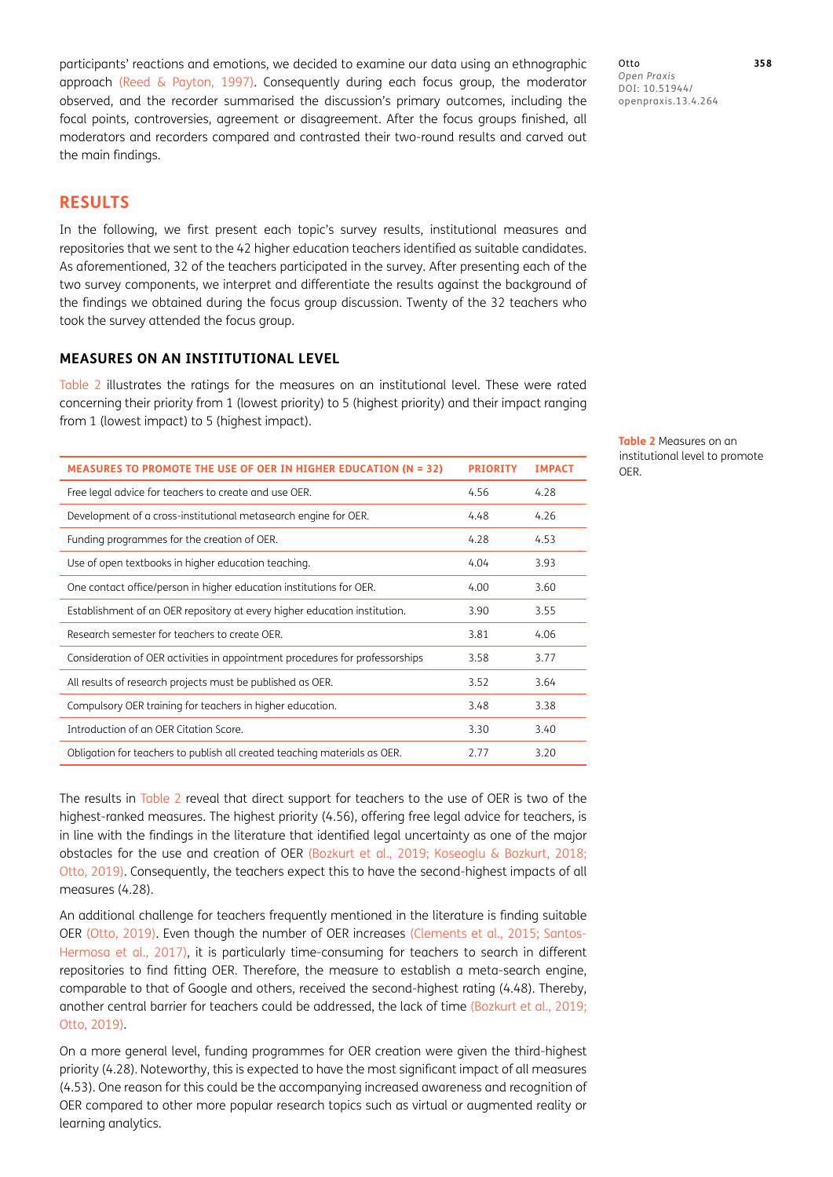participants' reactions and emotions, we decided to examine our data using an ethnographic approach (Reed & Payton, 1997). Consequently during each focus group, the moderator observed, and the recorder summarised the discussion's primary outcomes, including the focal points, controversies, agreement or disagreement. After the focus groups finished, all moderators and recorders compared and contrasted their two-round results and carved out the main findings.

## RESULTS

In the following, we first present each topic's survey results, institutional measures and repositories that we sent to the 42 higher education teachers identified as suitable candidates. As aforementioned, 32 of the teachers participated in the survey. After presenting each of the two survey components, we interpret and differentiate the results against the background of the findings we obtained during the focus group discussion. Twenty of the 32 teachers who took the survey attended the focus group.

### MEASURES ON AN INSTITUTIONAL LEVEL

Table 2 illustrates the ratings for the measures on an institutional level. These were rated concerning their priority from 1 (lowest priority) to 5 (highest priority) and their impact ranging from 1 (lowest impact) to 5 (highest impact).

**Table 2** Measures on an institutional level to promote OER.

| MEASURES TO PROMOTE THE USE OF OER IN HIGHER EDUCATION (N = 32) | PRIORITY | IMPACT |
|---|---|---|
| Free legal advice for teachers to create and use OER. | 4.56 | 4.28 |
| Development of a cross-institutional metasearch engine for OER. | 4.48 | 4.26 |
| Funding programmes for the creation of OER. | 4.28 | 4.53 |
| Use of open textbooks in higher education teaching. | 4.04 | 3.93 |
| One contact office/person in higher education institutions for OER. | 4.00 | 3.60 |
| Establishment of an OER repository at every higher education institution. | 3.90 | 3.55 |
| Research semester for teachers to create OER. | 3.81 | 4.06 |
| Consideration of OER activities in appointment procedures for professorships | 3.58 | 3.77 |
| All results of research projects must be published as OER. | 3.52 | 3.64 |
| Compulsory OER training for teachers in higher education. | 3.48 | 3.38 |
| Introduction of an OER Citation Score. | 3.30 | 3.40 |
| Obligation for teachers to publish all created teaching materials as OER. | 2.77 | 3.20 |

The results in Table 2 reveal that direct support for teachers to the use of OER is two of the highest-ranked measures. The highest priority (4.56), offering free legal advice for teachers, is in line with the findings in the literature that identified legal uncertainty as one of the major obstacles for the use and creation of OER (Bozkurt et al., 2019; Koseoglu & Bozkurt, 2018; Otto, 2019). Consequently, the teachers expect this to have the second-highest impacts of all measures (4.28).

An additional challenge for teachers frequently mentioned in the literature is finding suitable OER (Otto, 2019). Even though the number of OER increases (Clements et al., 2015; Santos-Hermosa et al., 2017), it is particularly time-consuming for teachers to search in different repositories to find fitting OER. Therefore, the measure to establish a meta-search engine, comparable to that of Google and others, received the second-highest rating (4.48). Thereby, another central barrier for teachers could be addressed, the lack of time (Bozkurt et al., 2019; Otto, 2019).

On a more general level, funding programmes for OER creation were given the third-highest priority (4.28). Noteworthy, this is expected to have the most significant impact of all measures (4.53). One reason for this could be the accompanying increased awareness and recognition of OER compared to other more popular research topics such as virtual or augmented reality or learning analytics.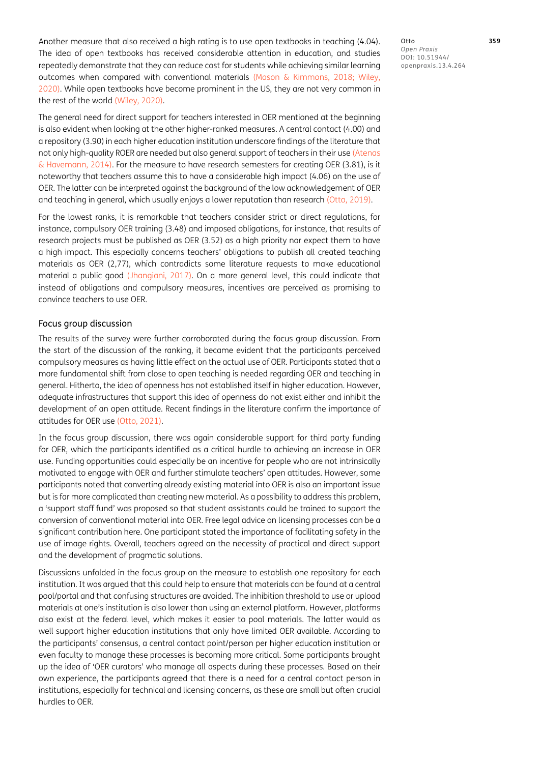Another measure that also received a high rating is to use open textbooks in teaching (4.04). The idea of open textbooks has received considerable attention in education, and studies repeatedly demonstrate that they can reduce cost for students while achieving similar learning outcomes when compared with conventional materials (Mason & Kimmons, 2018; Wiley, 2020). While open textbooks have become prominent in the US, they are not very common in the rest of the world (Wiley, 2020).

The general need for direct support for teachers interested in OER mentioned at the beginning is also evident when looking at the other higher-ranked measures. A central contact (4.00) and a repository (3.90) in each higher education institution underscore findings of the literature that not only high-quality ROER are needed but also general support of teachers in their use (Atenas & Havemann, 2014). For the measure to have research semesters for creating OER (3.81), is it noteworthy that teachers assume this to have a considerable high impact (4.06) on the use of OER. The latter can be interpreted against the background of the low acknowledgement of OER and teaching in general, which usually enjoys a lower reputation than research (Otto, 2019).

For the lowest ranks, it is remarkable that teachers consider strict or direct regulations, for instance, compulsory OER training (3.48) and imposed obligations, for instance, that results of research projects must be published as OER (3.52) as a high priority nor expect them to have a high impact. This especially concerns teachers' obligations to publish all created teaching materials as OER (2,77), which contradicts some literature requests to make educational material a public good (Jhangiani, 2017). On a more general level, this could indicate that instead of obligations and compulsory measures, incentives are perceived as promising to convince teachers to use OER.

### Focus group discussion

The results of the survey were further corroborated during the focus group discussion. From the start of the discussion of the ranking, it became evident that the participants perceived compulsory measures as having little effect on the actual use of OER. Participants stated that a more fundamental shift from close to open teaching is needed regarding OER and teaching in general. Hitherto, the idea of openness has not established itself in higher education. However, adequate infrastructures that support this idea of openness do not exist either and inhibit the development of an open attitude. Recent findings in the literature confirm the importance of attitudes for OER use (Otto, 2021).

In the focus group discussion, there was again considerable support for third party funding for OER, which the participants identified as a critical hurdle to achieving an increase in OER use. Funding opportunities could especially be an incentive for people who are not intrinsically motivated to engage with OER and further stimulate teachers' open attitudes. However, some participants noted that converting already existing material into OER is also an important issue but is far more complicated than creating new material. As a possibility to address this problem, a 'support staff fund' was proposed so that student assistants could be trained to support the conversion of conventional material into OER. Free legal advice on licensing processes can be a significant contribution here. One participant stated the importance of facilitating safety in the use of image rights. Overall, teachers agreed on the necessity of practical and direct support and the development of pragmatic solutions.

Discussions unfolded in the focus group on the measure to establish one repository for each institution. It was argued that this could help to ensure that materials can be found at a central pool/portal and that confusing structures are avoided. The inhibition threshold to use or upload materials at one's institution is also lower than using an external platform. However, platforms also exist at the federal level, which makes it easier to pool materials. The latter would as well support higher education institutions that only have limited OER available. According to the participants' consensus, a central contact point/person per higher education institution or even faculty to manage these processes is becoming more critical. Some participants brought up the idea of 'OER curators' who manage all aspects during these processes. Based on their own experience, the participants agreed that there is a need for a central contact person in institutions, especially for technical and licensing concerns, as these are small but often crucial hurdles to OER.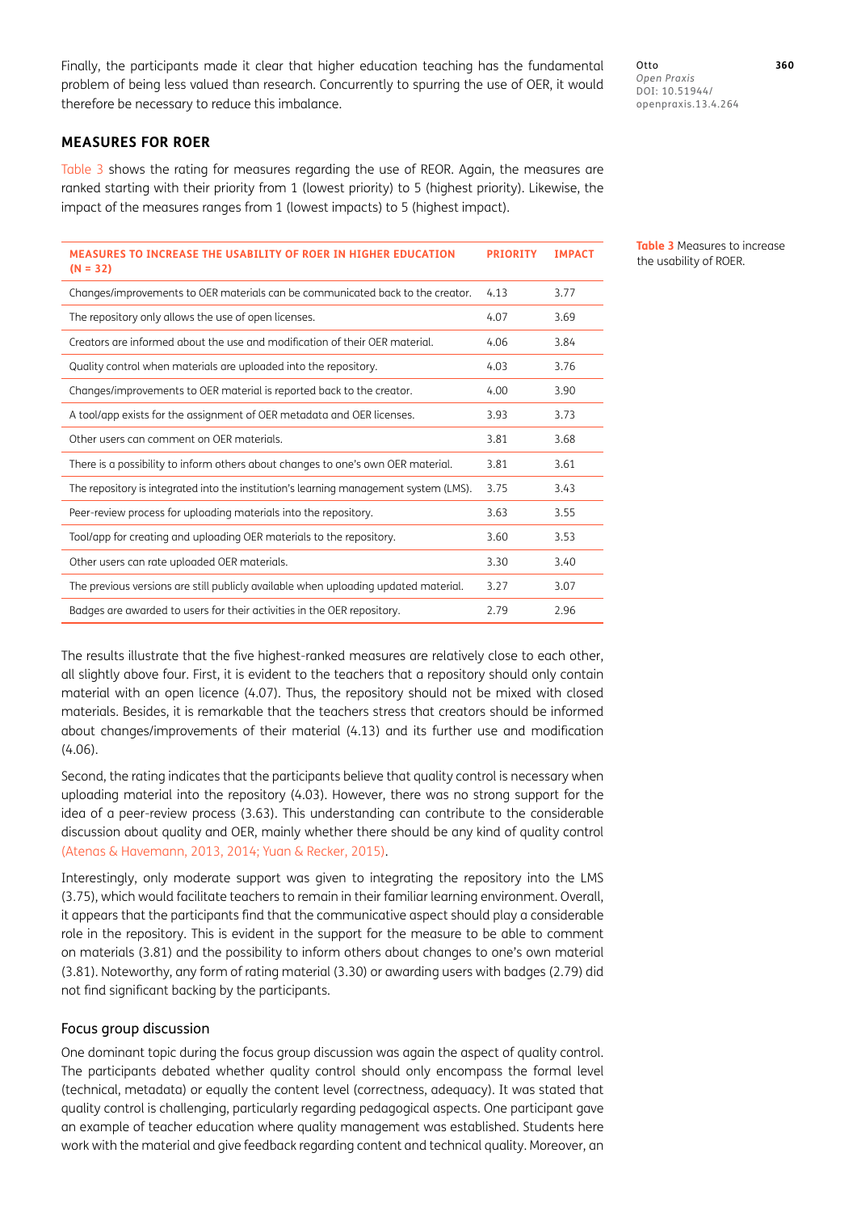Finally, the participants made it clear that higher education teaching has the fundamental problem of being less valued than research. Concurrently to spurring the use of OER, it would therefore be necessary to reduce this imbalance.

## MEASURES FOR ROER

Table 3 shows the rating for measures regarding the use of REOR. Again, the measures are ranked starting with their priority from 1 (lowest priority) to 5 (highest priority). Likewise, the impact of the measures ranges from 1 (lowest impacts) to 5 (highest impact).

**Table 3** Measures to increase the usability of ROER.

| MEASURES TO INCREASE THE USABILITY OF ROER IN HIGHER EDUCATION (N = 32) | PRIORITY | IMPACT |
|---|---|---|
| Changes/improvements to OER materials can be communicated back to the creator. | 4.13 | 3.77 |
| The repository only allows the use of open licenses. | 4.07 | 3.69 |
| Creators are informed about the use and modification of their OER material. | 4.06 | 3.84 |
| Quality control when materials are uploaded into the repository. | 4.03 | 3.76 |
| Changes/improvements to OER material is reported back to the creator. | 4.00 | 3.90 |
| A tool/app exists for the assignment of OER metadata and OER licenses. | 3.93 | 3.73 |
| Other users can comment on OER materials. | 3.81 | 3.68 |
| There is a possibility to inform others about changes to one's own OER material. | 3.81 | 3.61 |
| The repository is integrated into the institution's learning management system (LMS). | 3.75 | 3.43 |
| Peer-review process for uploading materials into the repository. | 3.63 | 3.55 |
| Tool/app for creating and uploading OER materials to the repository. | 3.60 | 3.53 |
| Other users can rate uploaded OER materials. | 3.30 | 3.40 |
| The previous versions are still publicly available when uploading updated material. | 3.27 | 3.07 |
| Badges are awarded to users for their activities in the OER repository. | 2.79 | 2.96 |

The results illustrate that the five highest-ranked measures are relatively close to each other, all slightly above four. First, it is evident to the teachers that a repository should only contain material with an open licence (4.07). Thus, the repository should not be mixed with closed materials. Besides, it is remarkable that the teachers stress that creators should be informed about changes/improvements of their material (4.13) and its further use and modification (4.06).

Second, the rating indicates that the participants believe that quality control is necessary when uploading material into the repository (4.03). However, there was no strong support for the idea of a peer-review process (3.63). This understanding can contribute to the considerable discussion about quality and OER, mainly whether there should be any kind of quality control (Atenas & Havemann, 2013, 2014; Yuan & Recker, 2015).

Interestingly, only moderate support was given to integrating the repository into the LMS (3.75), which would facilitate teachers to remain in their familiar learning environment. Overall, it appears that the participants find that the communicative aspect should play a considerable role in the repository. This is evident in the support for the measure to be able to comment on materials (3.81) and the possibility to inform others about changes to one's own material (3.81). Noteworthy, any form of rating material (3.30) or awarding users with badges (2.79) did not find significant backing by the participants.

### Focus group discussion

One dominant topic during the focus group discussion was again the aspect of quality control. The participants debated whether quality control should only encompass the formal level (technical, metadata) or equally the content level (correctness, adequacy). It was stated that quality control is challenging, particularly regarding pedagogical aspects. One participant gave an example of teacher education where quality management was established. Students here work with the material and give feedback regarding content and technical quality. Moreover, an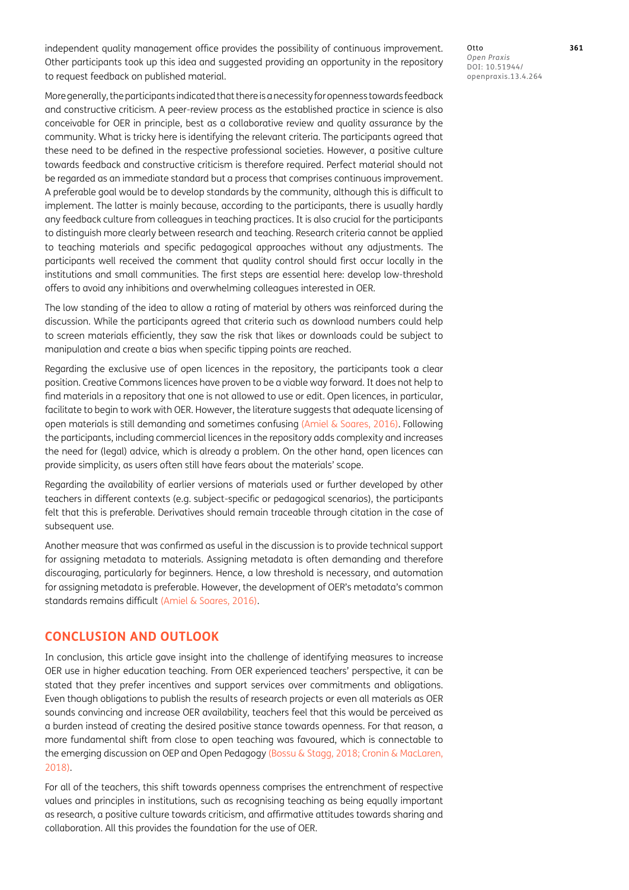independent quality management office provides the possibility of continuous improvement. Other participants took up this idea and suggested providing an opportunity in the repository to request feedback on published material.

More generally, the participants indicated that there is a necessity for openness towards feedback and constructive criticism. A peer-review process as the established practice in science is also conceivable for OER in principle, best as a collaborative review and quality assurance by the community. What is tricky here is identifying the relevant criteria. The participants agreed that these need to be defined in the respective professional societies. However, a positive culture towards feedback and constructive criticism is therefore required. Perfect material should not be regarded as an immediate standard but a process that comprises continuous improvement. A preferable goal would be to develop standards by the community, although this is difficult to implement. The latter is mainly because, according to the participants, there is usually hardly any feedback culture from colleagues in teaching practices. It is also crucial for the participants to distinguish more clearly between research and teaching. Research criteria cannot be applied to teaching materials and specific pedagogical approaches without any adjustments. The participants well received the comment that quality control should first occur locally in the institutions and small communities. The first steps are essential here: develop low-threshold offers to avoid any inhibitions and overwhelming colleagues interested in OER.

The low standing of the idea to allow a rating of material by others was reinforced during the discussion. While the participants agreed that criteria such as download numbers could help to screen materials efficiently, they saw the risk that likes or downloads could be subject to manipulation and create a bias when specific tipping points are reached.

Regarding the exclusive use of open licences in the repository, the participants took a clear position. Creative Commons licences have proven to be a viable way forward. It does not help to find materials in a repository that one is not allowed to use or edit. Open licences, in particular, facilitate to begin to work with OER. However, the literature suggests that adequate licensing of open materials is still demanding and sometimes confusing (Amiel & Soares, 2016). Following the participants, including commercial licences in the repository adds complexity and increases the need for (legal) advice, which is already a problem. On the other hand, open licences can provide simplicity, as users often still have fears about the materials' scope.

Regarding the availability of earlier versions of materials used or further developed by other teachers in different contexts (e.g. subject-specific or pedagogical scenarios), the participants felt that this is preferable. Derivatives should remain traceable through citation in the case of subsequent use.

Another measure that was confirmed as useful in the discussion is to provide technical support for assigning metadata to materials. Assigning metadata is often demanding and therefore discouraging, particularly for beginners. Hence, a low threshold is necessary, and automation for assigning metadata is preferable. However, the development of OER's metadata's common standards remains difficult (Amiel & Soares, 2016).

## CONCLUSION AND OUTLOOK

In conclusion, this article gave insight into the challenge of identifying measures to increase OER use in higher education teaching. From OER experienced teachers' perspective, it can be stated that they prefer incentives and support services over commitments and obligations. Even though obligations to publish the results of research projects or even all materials as OER sounds convincing and increase OER availability, teachers feel that this would be perceived as a burden instead of creating the desired positive stance towards openness. For that reason, a more fundamental shift from close to open teaching was favoured, which is connectable to the emerging discussion on OEP and Open Pedagogy (Bossu & Stagg, 2018; Cronin & MacLaren, 2018).

For all of the teachers, this shift towards openness comprises the entrenchment of respective values and principles in institutions, such as recognising teaching as being equally important as research, a positive culture towards criticism, and affirmative attitudes towards sharing and collaboration. All this provides the foundation for the use of OER.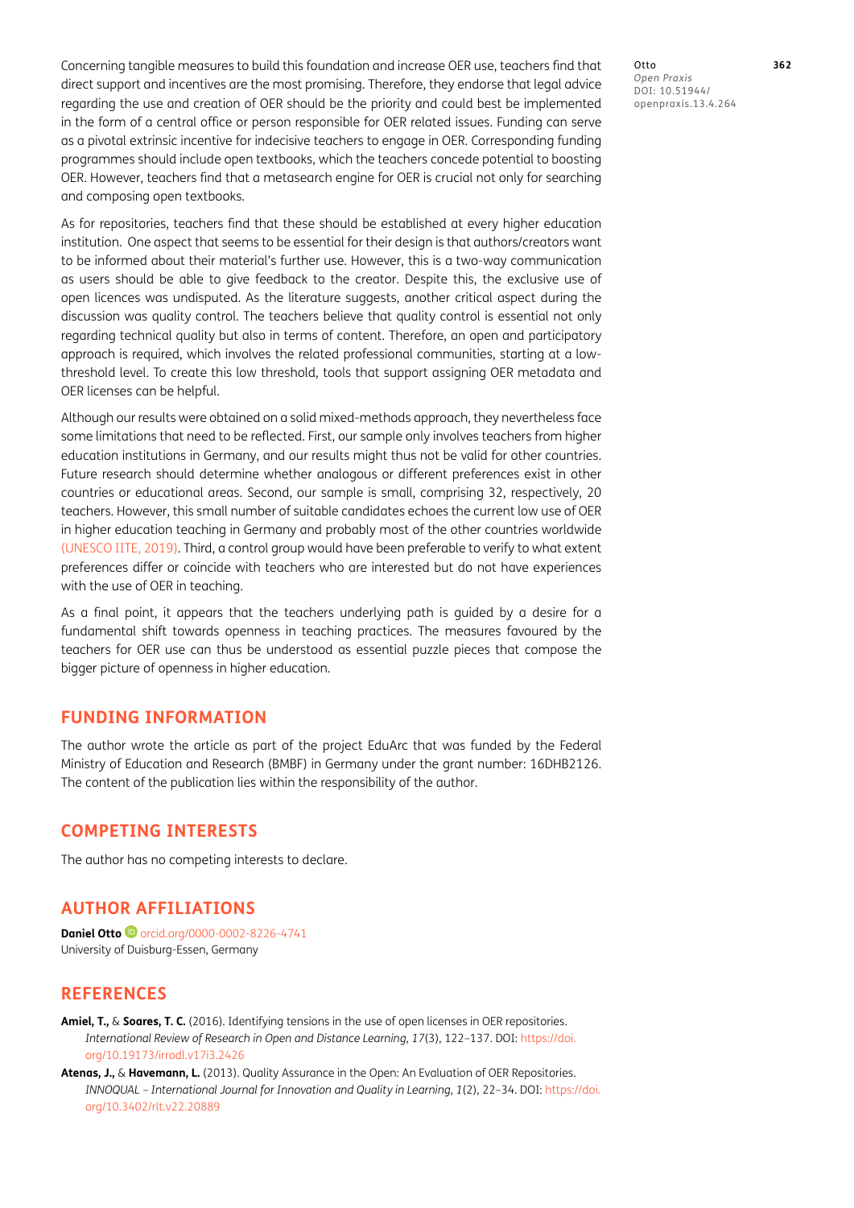Concerning tangible measures to build this foundation and increase OER use, teachers find that direct support and incentives are the most promising. Therefore, they endorse that legal advice regarding the use and creation of OER should be the priority and could best be implemented in the form of a central office or person responsible for OER related issues. Funding can serve as a pivotal extrinsic incentive for indecisive teachers to engage in OER. Corresponding funding programmes should include open textbooks, which the teachers concede potential to boosting OER. However, teachers find that a metasearch engine for OER is crucial not only for searching and composing open textbooks.

As for repositories, teachers find that these should be established at every higher education institution. One aspect that seems to be essential for their design is that authors/creators want to be informed about their material's further use. However, this is a two-way communication as users should be able to give feedback to the creator. Despite this, the exclusive use of open licences was undisputed. As the literature suggests, another critical aspect during the discussion was quality control. The teachers believe that quality control is essential not only regarding technical quality but also in terms of content. Therefore, an open and participatory approach is required, which involves the related professional communities, starting at a low-threshold level. To create this low threshold, tools that support assigning OER metadata and OER licenses can be helpful.

Although our results were obtained on a solid mixed-methods approach, they nevertheless face some limitations that need to be reflected. First, our sample only involves teachers from higher education institutions in Germany, and our results might thus not be valid for other countries. Future research should determine whether analogous or different preferences exist in other countries or educational areas. Second, our sample is small, comprising 32, respectively, 20 teachers. However, this small number of suitable candidates echoes the current low use of OER in higher education teaching in Germany and probably most of the other countries worldwide (UNESCO IITE, 2019). Third, a control group would have been preferable to verify to what extent preferences differ or coincide with teachers who are interested but do not have experiences with the use of OER in teaching.

As a final point, it appears that the teachers underlying path is guided by a desire for a fundamental shift towards openness in teaching practices. The measures favoured by the teachers for OER use can thus be understood as essential puzzle pieces that compose the bigger picture of openness in higher education.

## FUNDING INFORMATION

The author wrote the article as part of the project EduArc that was funded by the Federal Ministry of Education and Research (BMBF) in Germany under the grant number: 16DHB2126. The content of the publication lies within the responsibility of the author.

## COMPETING INTERESTS

The author has no competing interests to declare.

## AUTHOR AFFILIATIONS

**Daniel Otto** orcid.org/0000-0002-8226-4741
University of Duisburg-Essen, Germany

## REFERENCES

**Amiel, T.,** & **Soares, T. C.** (2016). Identifying tensions in the use of open licenses in OER repositories. *International Review of Research in Open and Distance Learning, 17*(3), 122–137. DOI: https://doi.org/10.19173/irrodl.v17i3.2426

**Atenas, J.,** & **Havemann, L.** (2013). Quality Assurance in the Open: An Evaluation of OER Repositories. *INNOQUAL – International Journal for Innovation and Quality in Learning, 1*(2), 22–34. DOI: https://doi.org/10.3402/rlt.v22.20889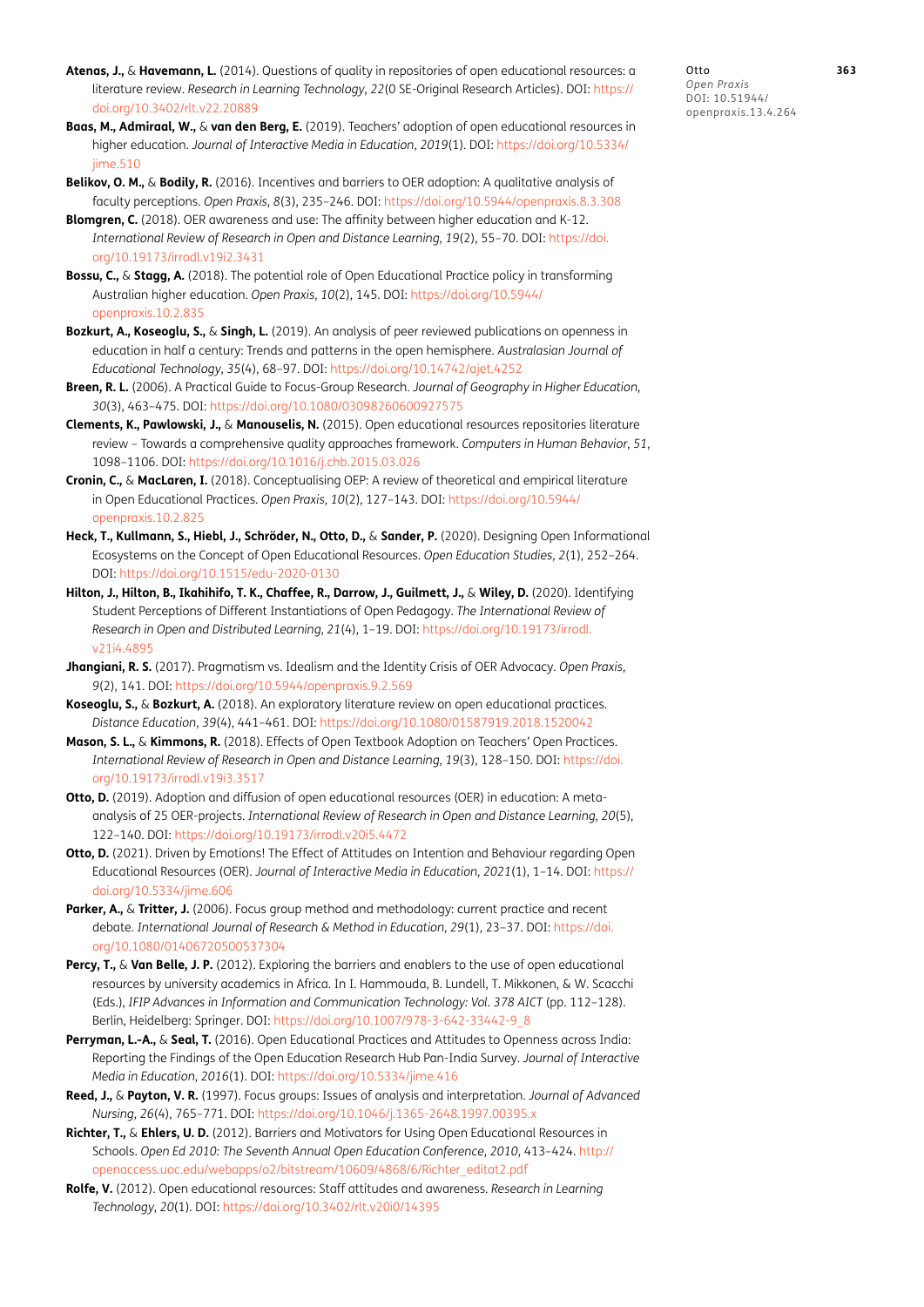**Atenas, J.,** & **Havemann, L.** (2014). Questions of quality in repositories of open educational resources: a literature review. *Research in Learning Technology*, *22*(0 SE-Original Research Articles). DOI: https://doi.org/10.3402/rlt.v22.20889

**Baas, M., Admiraal, W.,** & **van den Berg, E.** (2019). Teachers' adoption of open educational resources in higher education. *Journal of Interactive Media in Education*, *2019*(1). DOI: https://doi.org/10.5334/jime.510

**Belikov, O. M.,** & **Bodily, R.** (2016). Incentives and barriers to OER adoption: A qualitative analysis of faculty perceptions. *Open Praxis*, *8*(3), 235–246. DOI: https://doi.org/10.5944/openpraxis.8.3.308

**Blomgren, C.** (2018). OER awareness and use: The affinity between higher education and K-12. *International Review of Research in Open and Distance Learning*, *19*(2), 55–70. DOI: https://doi.org/10.19173/irrodl.v19i2.3431

**Bossu, C.,** & **Stagg, A.** (2018). The potential role of Open Educational Practice policy in transforming Australian higher education. *Open Praxis*, *10*(2), 145. DOI: https://doi.org/10.5944/openpraxis.10.2.835

**Bozkurt, A., Koseoglu, S.,** & **Singh, L.** (2019). An analysis of peer reviewed publications on openness in education in half a century: Trends and patterns in the open hemisphere. *Australasian Journal of Educational Technology*, *35*(4), 68–97. DOI: https://doi.org/10.14742/ajet.4252

**Breen, R. L.** (2006). A Practical Guide to Focus-Group Research. *Journal of Geography in Higher Education*, *30*(3), 463–475. DOI: https://doi.org/10.1080/03098260600927575

**Clements, K., Pawlowski, J.,** & **Manouselis, N.** (2015). Open educational resources repositories literature review – Towards a comprehensive quality approaches framework. *Computers in Human Behavior*, *51*, 1098–1106. DOI: https://doi.org/10.1016/j.chb.2015.03.026

**Cronin, C.,** & **MacLaren, I.** (2018). Conceptualising OEP: A review of theoretical and empirical literature in Open Educational Practices. *Open Praxis*, *10*(2), 127–143. DOI: https://doi.org/10.5944/openpraxis.10.2.825

**Heck, T., Kullmann, S., Hiebl, J., Schröder, N., Otto, D.,** & **Sander, P.** (2020). Designing Open Informational Ecosystems on the Concept of Open Educational Resources. *Open Education Studies*, *2*(1), 252–264. DOI: https://doi.org/10.1515/edu-2020-0130

**Hilton, J., Hilton, B., Ikahihifo, T. K., Chaffee, R., Darrow, J., Guilmett, J.,** & **Wiley, D.** (2020). Identifying Student Perceptions of Different Instantiations of Open Pedagogy. *The International Review of Research in Open and Distributed Learning*, *21*(4), 1–19. DOI: https://doi.org/10.19173/irrodl.v21i4.4895

**Jhangiani, R. S.** (2017). Pragmatism vs. Idealism and the Identity Crisis of OER Advocacy. *Open Praxis*, *9*(2), 141. DOI: https://doi.org/10.5944/openpraxis.9.2.569

**Koseoglu, S.,** & **Bozkurt, A.** (2018). An exploratory literature review on open educational practices. *Distance Education*, *39*(4), 441–461. DOI: https://doi.org/10.1080/01587919.2018.1520042

**Mason, S. L.,** & **Kimmons, R.** (2018). Effects of Open Textbook Adoption on Teachers' Open Practices. *International Review of Research in Open and Distance Learning*, *19*(3), 128–150. DOI: https://doi.org/10.19173/irrodl.v19i3.3517

**Otto, D.** (2019). Adoption and diffusion of open educational resources (OER) in education: A meta-analysis of 25 OER-projects. *International Review of Research in Open and Distance Learning*, *20*(5), 122–140. DOI: https://doi.org/10.19173/irrodl.v20i5.4472

**Otto, D.** (2021). Driven by Emotions! The Effect of Attitudes on Intention and Behaviour regarding Open Educational Resources (OER). *Journal of Interactive Media in Education*, *2021*(1), 1–14. DOI: https://doi.org/10.5334/jime.606

**Parker, A.,** & **Tritter, J.** (2006). Focus group method and methodology: current practice and recent debate. *International Journal of Research & Method in Education*, *29*(1), 23–37. DOI: https://doi.org/10.1080/01406720500537304

**Percy, T.,** & **Van Belle, J. P.** (2012). Exploring the barriers and enablers to the use of open educational resources by university academics in Africa. In I. Hammouda, B. Lundell, T. Mikkonen, & W. Scacchi (Eds.), *IFIP Advances in Information and Communication Technology: Vol. 378 AICT* (pp. 112–128). Berlin, Heidelberg: Springer. DOI: https://doi.org/10.1007/978-3-642-33442-9_8

**Perryman, L.-A.,** & **Seal, T.** (2016). Open Educational Practices and Attitudes to Openness across India: Reporting the Findings of the Open Education Research Hub Pan-India Survey. *Journal of Interactive Media in Education*, *2016*(1). DOI: https://doi.org/10.5334/jime.416

**Reed, J.,** & **Payton, V. R.** (1997). Focus groups: Issues of analysis and interpretation. *Journal of Advanced Nursing*, *26*(4), 765–771. DOI: https://doi.org/10.1046/j.1365-2648.1997.00395.x

**Richter, T.,** & **Ehlers, U. D.** (2012). Barriers and Motivators for Using Open Educational Resources in Schools. *Open Ed 2010: The Seventh Annual Open Education Conference*, *2010*, 413–424. http://openaccess.uoc.edu/webapps/o2/bitstream/10609/4868/6/Richter_editat2.pdf

**Rolfe, V.** (2012). Open educational resources: Staff attitudes and awareness. *Research in Learning Technology*, *20*(1). DOI: https://doi.org/10.3402/rlt.v20i0/14395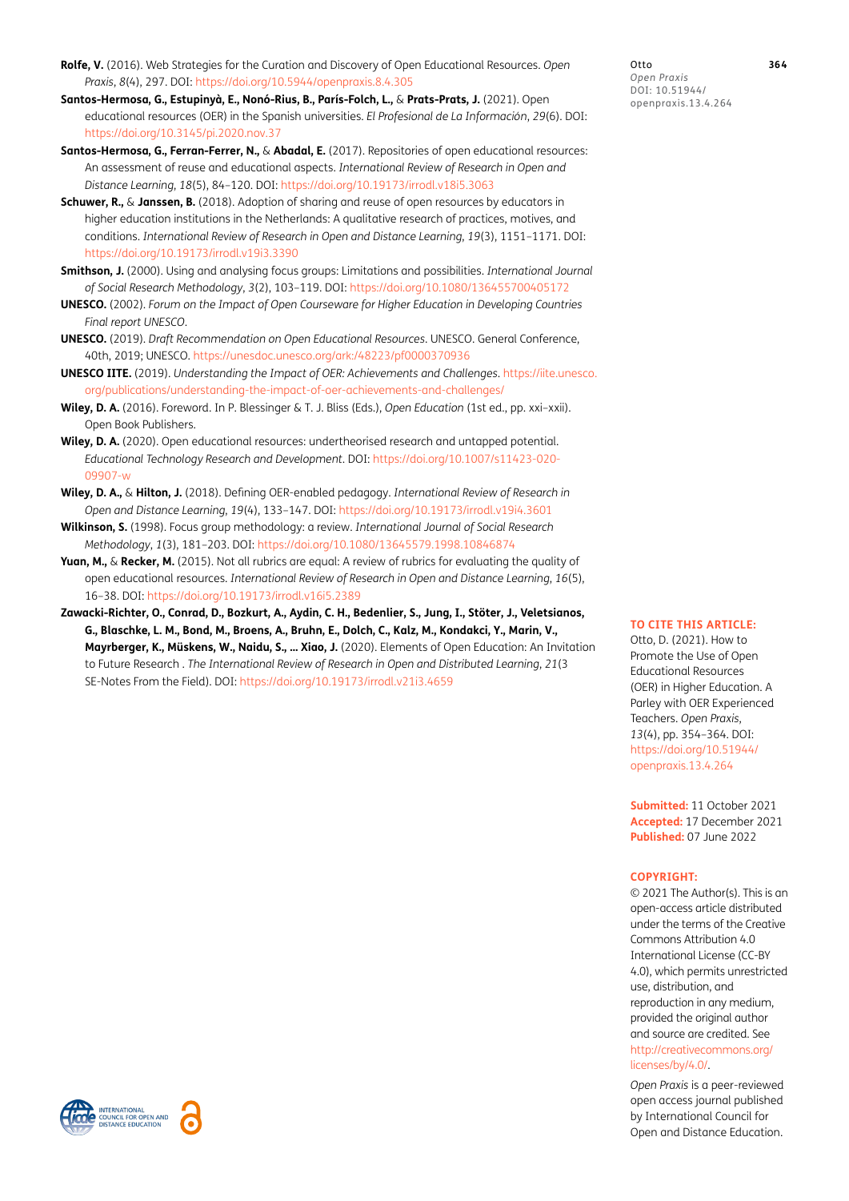**Rolfe, V.** (2016). Web Strategies for the Curation and Discovery of Open Educational Resources. *Open Praxis*, *8*(4), 297. DOI: https://doi.org/10.5944/openpraxis.8.4.305

**Santos-Hermosa, G., Estupinyà, E., Nonó-Rius, B., París-Folch, L.,** & **Prats-Prats, J.** (2021). Open educational resources (OER) in the Spanish universities. *El Profesional de La Información*, *29*(6). DOI: https://doi.org/10.3145/pi.2020.nov.37

**Santos-Hermosa, G., Ferran-Ferrer, N.,** & **Abadal, E.** (2017). Repositories of open educational resources: An assessment of reuse and educational aspects. *International Review of Research in Open and Distance Learning*, *18*(5), 84–120. DOI: https://doi.org/10.19173/irrodl.v18i5.3063

**Schuwer, R.,** & **Janssen, B.** (2018). Adoption of sharing and reuse of open resources by educators in higher education institutions in the Netherlands: A qualitative research of practices, motives, and conditions. *International Review of Research in Open and Distance Learning*, *19*(3), 1151–1171. DOI: https://doi.org/10.19173/irrodl.v19i3.3390

**Smithson, J.** (2000). Using and analysing focus groups: Limitations and possibilities. *International Journal of Social Research Methodology*, *3*(2), 103–119. DOI: https://doi.org/10.1080/136455700405172

**UNESCO.** (2002). *Forum on the Impact of Open Courseware for Higher Education in Developing Countries Final report UNESCO*.

**UNESCO.** (2019). *Draft Recommendation on Open Educational Resources*. UNESCO. General Conference, 40th, 2019; UNESCO. https://unesdoc.unesco.org/ark:/48223/pf0000370936

**UNESCO IITE.** (2019). *Understanding the Impact of OER: Achievements and Challenges*. https://iite.unesco.org/publications/understanding-the-impact-of-oer-achievements-and-challenges/

**Wiley, D. A.** (2016). Foreword. In P. Blessinger & T. J. Bliss (Eds.), *Open Education* (1st ed., pp. xxi–xxii). Open Book Publishers.

**Wiley, D. A.** (2020). Open educational resources: undertheorised research and untapped potential. *Educational Technology Research and Development*. DOI: https://doi.org/10.1007/s11423-020-09907-w

**Wiley, D. A.,** & **Hilton, J.** (2018). Defining OER-enabled pedagogy. *International Review of Research in Open and Distance Learning*, *19*(4), 133–147. DOI: https://doi.org/10.19173/irrodl.v19i4.3601

**Wilkinson, S.** (1998). Focus group methodology: a review. *International Journal of Social Research Methodology*, *1*(3), 181–203. DOI: https://doi.org/10.1080/13645579.1998.10846874

**Yuan, M.,** & **Recker, M.** (2015). Not all rubrics are equal: A review of rubrics for evaluating the quality of open educational resources. *International Review of Research in Open and Distance Learning*, *16*(5), 16–38. DOI: https://doi.org/10.19173/irrodl.v16i5.2389

**Zawacki-Richter, O., Conrad, D., Bozkurt, A., Aydin, C. H., Bedenlier, S., Jung, I., Stöter, J., Veletsianos, G., Blaschke, L. M., Bond, M., Broens, A., Bruhn, E., Dolch, C., Kalz, M., Kondakci, Y., Marin, V., Mayrberger, K., Müskens, W., Naidu, S., … Xiao, J.** (2020). Elements of Open Education: An Invitation to Future Research . *The International Review of Research in Open and Distributed Learning*, *21*(3 SE-Notes From the Field). DOI: https://doi.org/10.19173/irrodl.v21i3.4659

**TO CITE THIS ARTICLE:**

Otto, D. (2021). How to Promote the Use of Open Educational Resources (OER) in Higher Education. A Parley with OER Experienced Teachers. *Open Praxis*, *13*(4), pp. 354–364. DOI: https://doi.org/10.51944/openpraxis.13.4.264

**Submitted:** 11 October 2021
**Accepted:** 17 December 2021
**Published:** 07 June 2022

**COPYRIGHT:**

© 2021 The Author(s). This is an open-access article distributed under the terms of the Creative Commons Attribution 4.0 International License (CC-BY 4.0), which permits unrestricted use, distribution, and reproduction in any medium, provided the original author and source are credited. See http://creativecommons.org/licenses/by/4.0/.

*Open Praxis* is a peer-reviewed open access journal published by International Council for Open and Distance Education.